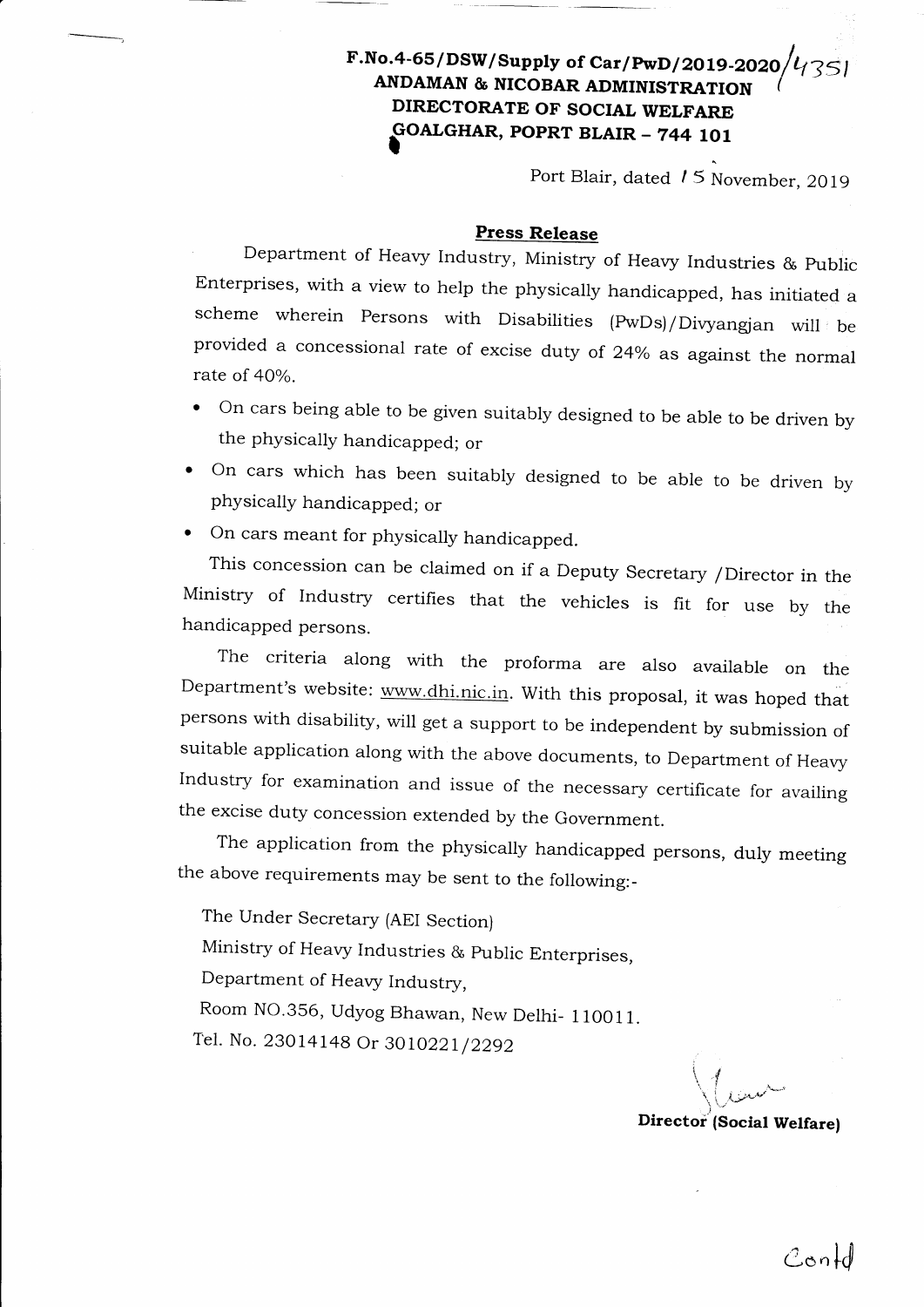**F.No.4-65/DSW/Supply of Car/PwD/2019-2020/4351**
**ANDAMAN & NICOBAR ADMINISTRATION**
**DIRECTORATE OF SOCIAL WELFARE**
**GOALGHAR, POPRT BLAIR – 744 101**

Port Blair, dated 15 November, 2019

## Press Release

Department of Heavy Industry, Ministry of Heavy Industries & Public Enterprises, with a view to help the physically handicapped, has initiated a scheme wherein Persons with Disabilities (PwDs)/Divyangjan will be provided a concessional rate of excise duty of 24% as against the normal rate of 40%.

- On cars being able to be given suitably designed to be able to be driven by the physically handicapped; or
- On cars which has been suitably designed to be able to be driven by physically handicapped; or
- On cars meant for physically handicapped.

This concession can be claimed on if a Deputy Secretary /Director in the Ministry of Industry certifies that the vehicles is fit for use by the handicapped persons.

The criteria along with the proforma are also available on the Department's website: www.dhi.nic.in. With this proposal, it was hoped that persons with disability, will get a support to be independent by submission of suitable application along with the above documents, to Department of Heavy Industry for examination and issue of the necessary certificate for availing the excise duty concession extended by the Government.

The application from the physically handicapped persons, duly meeting the above requirements may be sent to the following:-

The Under Secretary (AEI Section)
Ministry of Heavy Industries & Public Enterprises,
Department of Heavy Industry,
Room NO.356, Udyog Bhawan, New Delhi- 110011.
Tel. No. 23014148 Or 3010221/2292

**Director (Social Welfare)**

Contd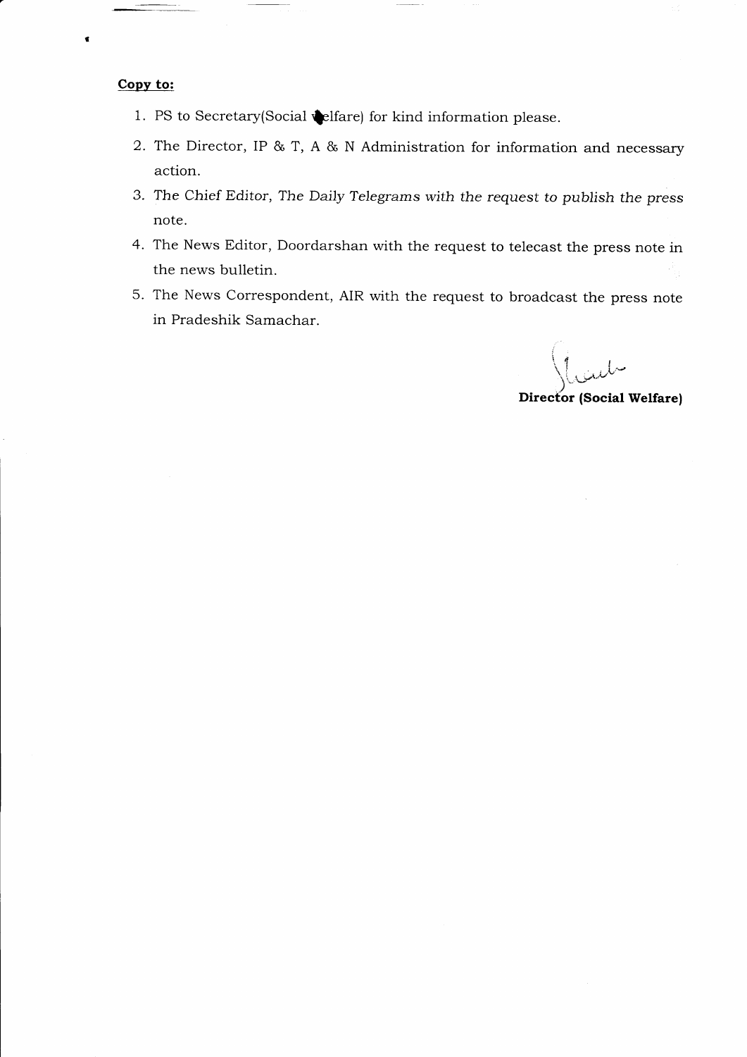**Copy to:**

1. PS to Secretary(Social Welfare) for kind information please.
2. The Director, IP & T, A & N Administration for information and necessary action.
3. The Chief Editor, *The Daily Telegrams with the request to publish the press* note.
4. The News Editor, Doordarshan with the request to telecast the press note in the news bulletin.
5. The News Correspondent, AIR with the request to broadcast the press note in Pradeshik Samachar.

**Director (Social Welfare)**